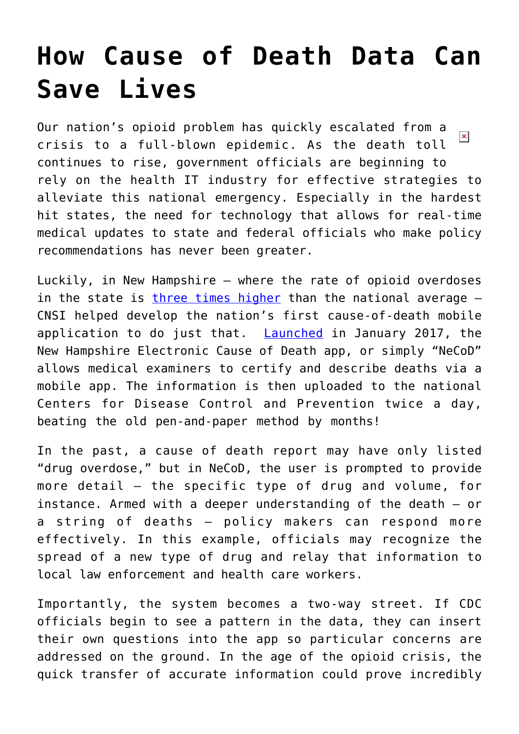# How Cause of Death Data Can Save Lives

Our nation's opioid problem has quickly escalated from a crisis to a full-blown epidemic. As the death toll continues to rise, government officials are beginning to rely on the health IT industry for effective strategies to alleviate this national emergency. Especially in the hardest hit states, the need for technology that allows for real-time medical updates to state and federal officials who make policy recommendations has never been greater.

Luckily, in New Hampshire – where the rate of opioid overdoses in the state is [three times higher](#) than the national average – CNSI helped develop the nation's first cause-of-death mobile application to do just that. [Launched](#) in January 2017, the New Hampshire Electronic Cause of Death app, or simply "NeCoD" allows medical examiners to certify and describe deaths via a mobile app. The information is then uploaded to the national Centers for Disease Control and Prevention twice a day, beating the old pen-and-paper method by months!

In the past, a cause of death report may have only listed "drug overdose," but in NeCoD, the user is prompted to provide more detail – the specific type of drug and volume, for instance. Armed with a deeper understanding of the death – or a string of deaths – policy makers can respond more effectively. In this example, officials may recognize the spread of a new type of drug and relay that information to local law enforcement and health care workers.

Importantly, the system becomes a two-way street. If CDC officials begin to see a pattern in the data, they can insert their own questions into the app so particular concerns are addressed on the ground. In the age of the opioid crisis, the quick transfer of accurate information could prove incredibly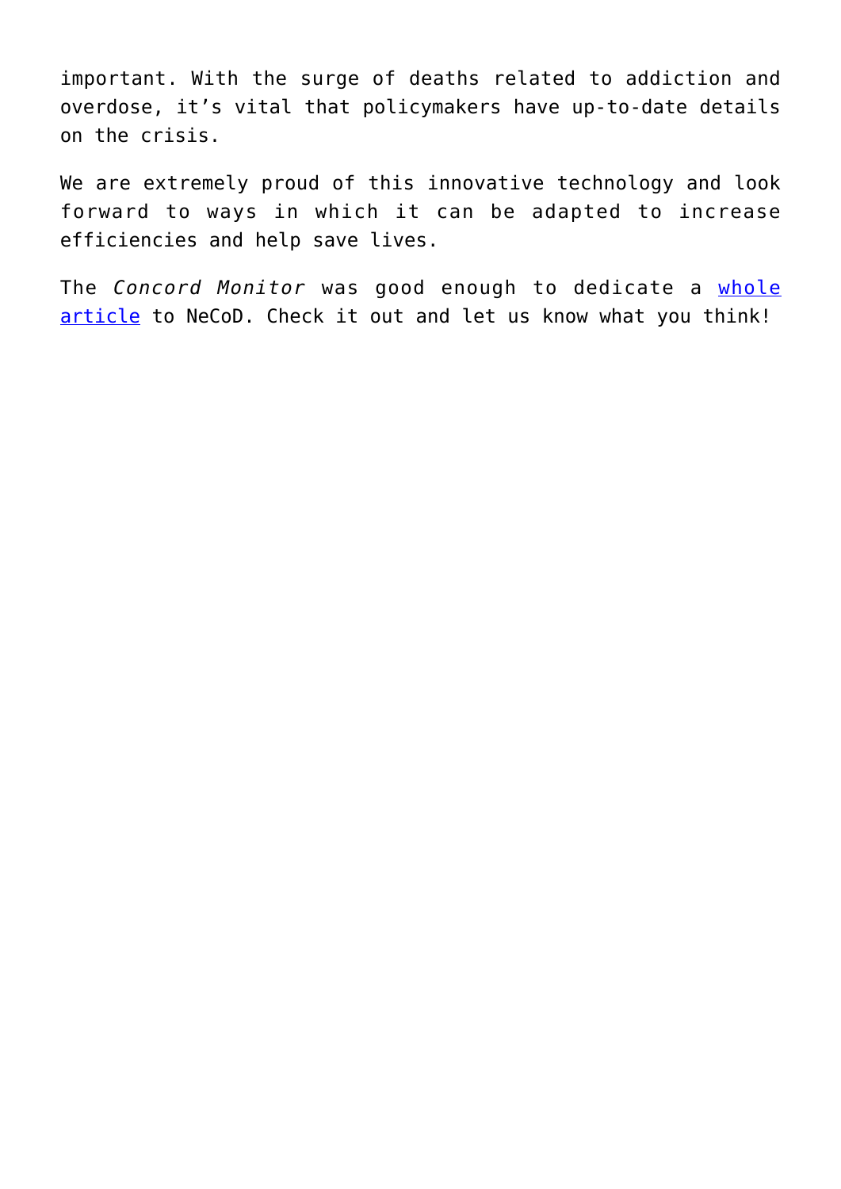important. With the surge of deaths related to addiction and overdose, it's vital that policymakers have up-to-date details on the crisis.

We are extremely proud of this innovative technology and look forward to ways in which it can be adapted to increase efficiencies and help save lives.

The *Concord Monitor* was good enough to dedicate a whole article to NeCoD. Check it out and let us know what you think!